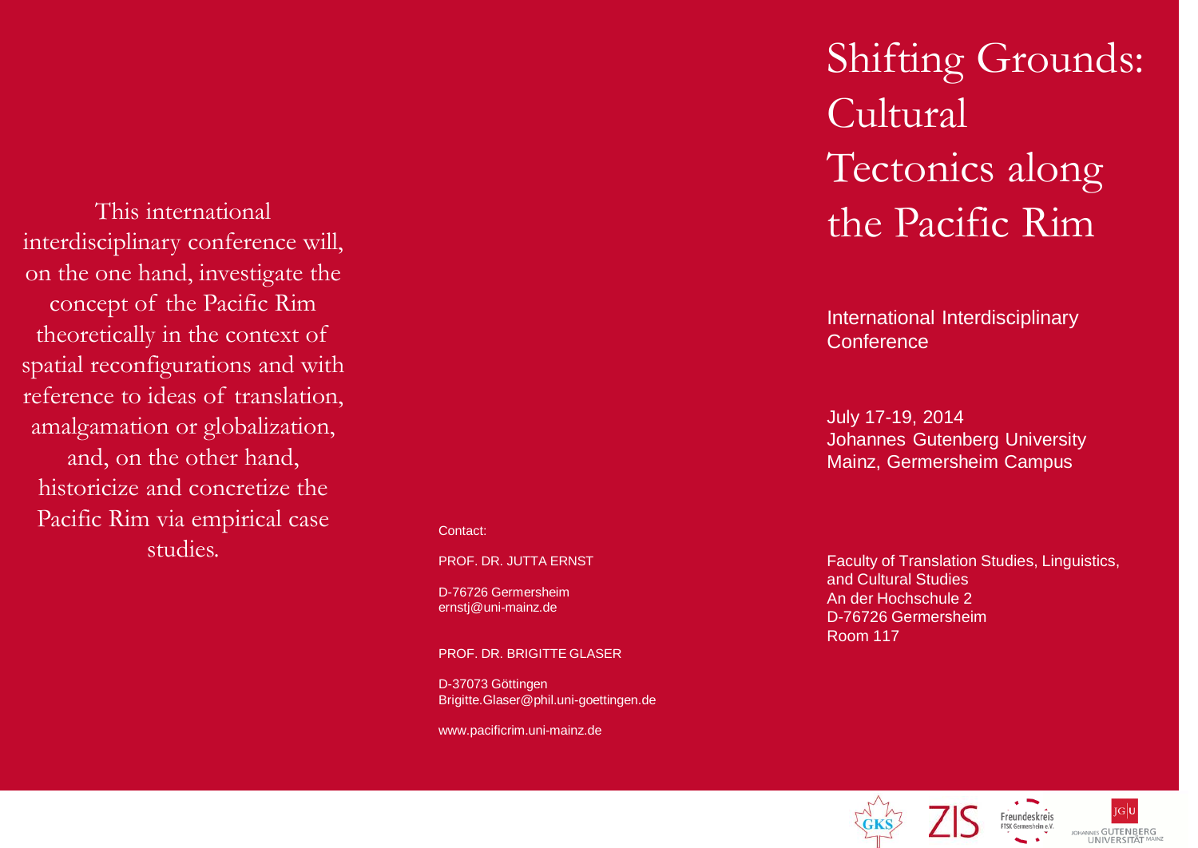# Shifting Grounds: Cultural Tectonics along the Pacific Rim

International Interdisciplinary Conference

July 17-19, 2014
Johannes Gutenberg University Mainz, Germersheim Campus

Faculty of Translation Studies, Linguistics, and Cultural Studies
An der Hochschule 2
D-76726 Germersheim
Room 117

This international interdisciplinary conference will, on the one hand, investigate the concept of the Pacific Rim theoretically in the context of spatial reconfigurations and with reference to ideas of translation, amalgamation or globalization, and, on the other hand, historicize and concretize the Pacific Rim via empirical case studies.

Contact:

PROF. DR. JUTTA ERNST

D-76726 Germersheim
ernstj@uni-mainz.de

PROF. DR. BRIGITTE GLASER

D-37073 Göttingen
Brigitte.Glaser@phil.uni-goettingen.de

www.pacificrim.uni-mainz.de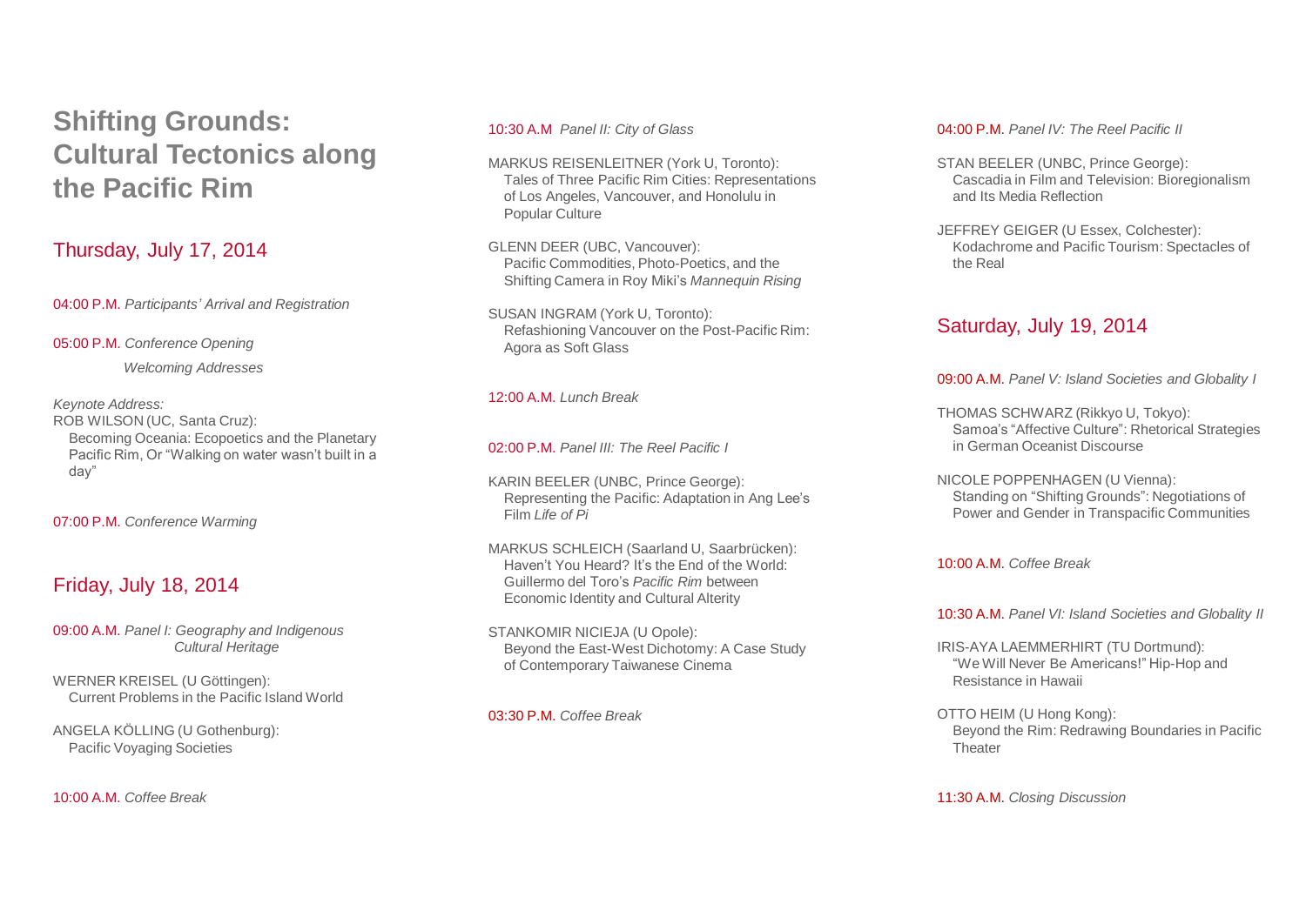# Shifting Grounds: Cultural Tectonics along the Pacific Rim

## Thursday, July 17, 2014

04:00 P.M. *Participants' Arrival and Registration*

05:00 P.M. *Conference Opening*

*Welcoming Addresses*

*Keynote Address:*
ROB WILSON (UC, Santa Cruz):
Becoming Oceania: Ecopoetics and the Planetary Pacific Rim, Or "Walking on water wasn't built in a day"

07:00 P.M. *Conference Warming*

## Friday, July 18, 2014

09:00 A.M. *Panel I: Geography and Indigenous Cultural Heritage*

WERNER KREISEL (U Göttingen):
Current Problems in the Pacific Island World

ANGELA KÖLLING (U Gothenburg):
Pacific Voyaging Societies

10:00 A.M. *Coffee Break*

10:30 A.M *Panel II: City of Glass*

MARKUS REISENLEITNER (York U, Toronto):
Tales of Three Pacific Rim Cities: Representations of Los Angeles, Vancouver, and Honolulu in Popular Culture

GLENN DEER (UBC, Vancouver):
Pacific Commodities, Photo-Poetics, and the Shifting Camera in Roy Miki's *Mannequin Rising*

SUSAN INGRAM (York U, Toronto):
Refashioning Vancouver on the Post-Pacific Rim: Agora as Soft Glass

12:00 A.M. *Lunch Break*

02:00 P.M. *Panel III: The Reel Pacific I*

KARIN BEELER (UNBC, Prince George):
Representing the Pacific: Adaptation in Ang Lee's Film *Life of Pi*

MARKUS SCHLEICH (Saarland U, Saarbrücken):
Haven't You Heard? It's the End of the World: Guillermo del Toro's *Pacific Rim* between Economic Identity and Cultural Alterity

STANKOMIR NICIEJA (U Opole):
Beyond the East-West Dichotomy: A Case Study of Contemporary Taiwanese Cinema

03:30 P.M. *Coffee Break*

04:00 P.M. *Panel IV: The Reel Pacific II*

STAN BEELER (UNBC, Prince George):
Cascadia in Film and Television: Bioregionalism and Its Media Reflection

JEFFREY GEIGER (U Essex, Colchester):
Kodachrome and Pacific Tourism: Spectacles of the Real

## Saturday, July 19, 2014

09:00 A.M. *Panel V: Island Societies and Globality I*

THOMAS SCHWARZ (Rikkyo U, Tokyo):
Samoa's "Affective Culture": Rhetorical Strategies in German Oceanist Discourse

NICOLE POPPENHAGEN (U Vienna):
Standing on "Shifting Grounds": Negotiations of Power and Gender in Transpacific Communities

10:00 A.M. *Coffee Break*

10:30 A.M. *Panel VI: Island Societies and Globality II*

IRIS-AYA LAEMMERHIRT (TU Dortmund):
"We Will Never Be Americans!" Hip-Hop and Resistance in Hawaii

OTTO HEIM (U Hong Kong):
Beyond the Rim: Redrawing Boundaries in Pacific Theater

11:30 A.M. *Closing Discussion*